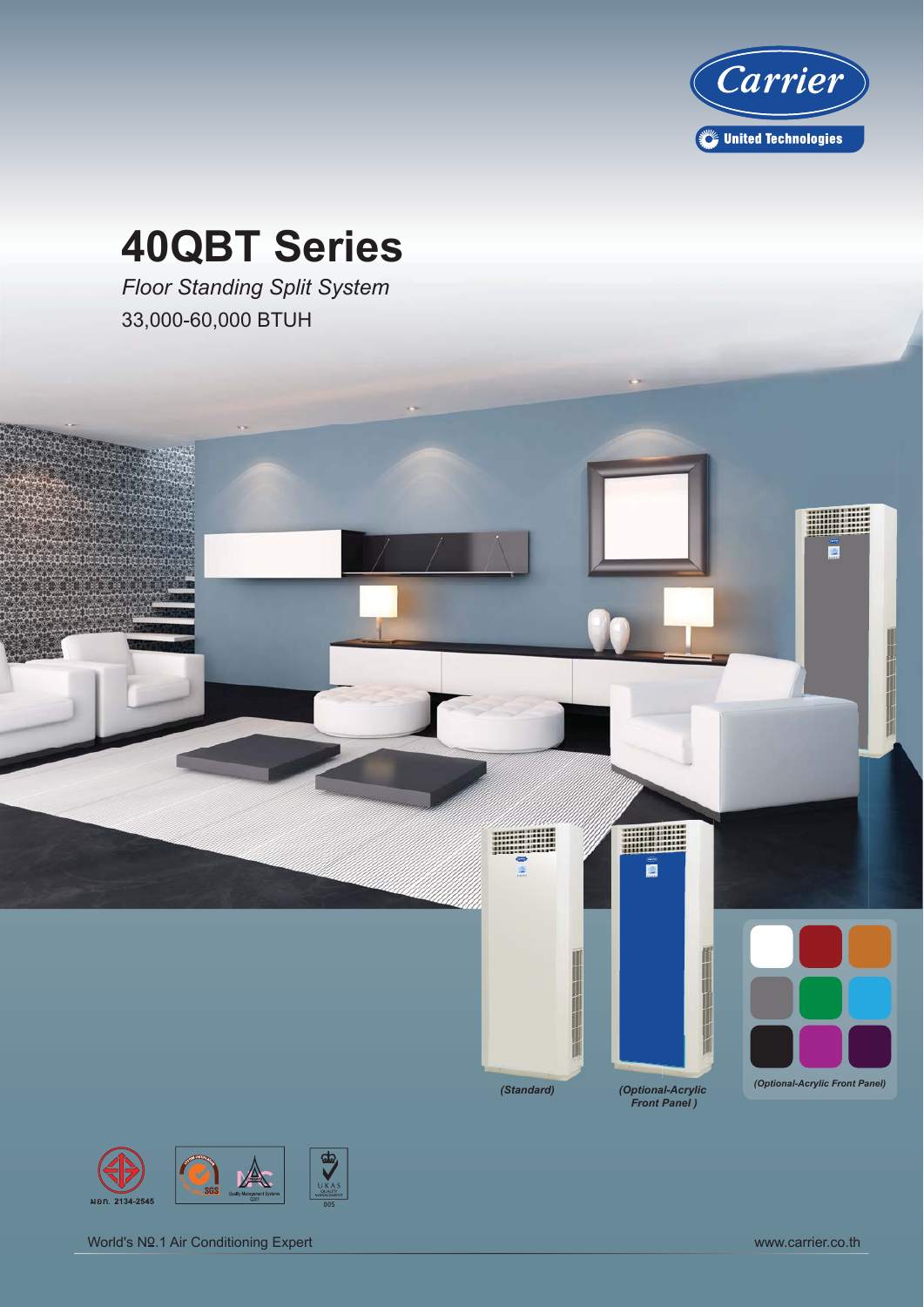Carrier

United Technologies

# 40QBT Series

*Floor Standing Split System*

33,000-60,000 BTUH

*(Standard)*

*(Optional-Acrylic Front Panel)*

*(Optional-Acrylic Front Panel)*

มอก. 2134-2545

World's NO.1 Air Conditioning Expert

www.carrier.co.th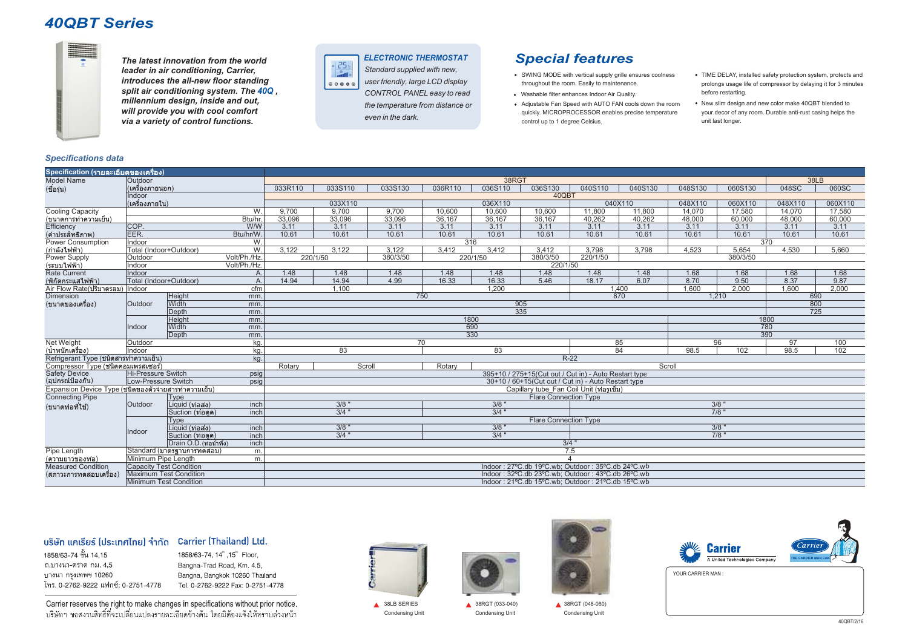# 40QBT Series

***The latest innovation from the world leader in air conditioning, Carrier, introduces the all-new floor standing split air conditioning system. The 40Q , millennium design, inside and out, will provide you with cool comfort via a variety of control functions.***

***ELECTRONIC THERMOSTAT***

*Standard supplied with new, user friendly, large LCD display CONTROL PANEL easy to read the temperature from distance or even in the dark.*

## Special features

- SWING MODE with vertical supply grille ensures coolness throughout the room. Easily to maintenance.
- Washable filter enhances Indoor Air Quality.
- Adjustable Fan Speed with AUTO FAN cools down the room quickly. MICROPROCESSOR enables precise temperature control up to 1 degree Celsius.
- TIME DELAY, installed safety protection system, protects and prolongs usage life of compressor by delaying it for 3 minutes before restarting.
- New slim design and new color make 40QBT blended to your decor of any room. Durable anti-rust casing helps the unit last longer.

### Specifications data

| Specification (รายละเอียดของเครื่อง) | | | | | | | | | | | | | | | | |
|---|---|---|---|---|---|---|---|---|---|---|---|---|---|---|---|---|
| Model Name (ชื่อรุ่น) | Outdoor (เครื่องภายนอก) | | | 38RGT 033R110 | 38RGT 033S110 | 38RGT 033S130 | 38RGT 036R110 | 38RGT 036S110 | 38RGT 036S130 | 38RGT 040S110 | 38RGT 040S130 | 38RGT 048S130 | 38RGT 060S130 | 38LB 048SC | 38LB 060SC |
| | Indoor (เครื่องภายใน) | | | 40QBT 033X110 | 033X110 | 033X110 | 036X110 | 036X110 | 036X110 | 040X110 | 040X110 | 048X110 | 060X110 | 048X110 | 060X110 |
| Cooling Capacity (ขนาดการทำความเย็น) | | | W. | 9,700 | 9,700 | 9,700 | 10,600 | 10,600 | 10,600 | 11,800 | 11,800 | 14,070 | 17,580 | 14,070 | 17,580 |
| | | | Btu/hr. | 33,096 | 33,096 | 33,096 | 36,167 | 36,167 | 36,167 | 40,262 | 40,262 | 48,000 | 60,000 | 48,000 | 60,000 |
| Efficiency (ค่าประสิทธิภาพ) | COP. | | W/W | 3.11 | 3.11 | 3.11 | 3.11 | 3.11 | 3.11 | 3.11 | 3.11 | 3.11 | 3.11 | 3.11 | 3.11 |
| | EER. | | Btu/hr/W. | 10.61 | 10.61 | 10.61 | 10.61 | 10.61 | 10.61 | 10.61 | 10.61 | 10.61 | 10.61 | 10.61 | 10.61 |
| Power Consumption (กำลังไฟฟ้า) | Indoor | | W. | 316 | 316 | 316 | 316 | 316 | 316 | 316 | 316 | 370 | 370 | 370 | 370 |
| | Total (Indoor+Outdoor) | | W. | 3,122 | 3,122 | 3,122 | 3,412 | 3,412 | 3,412 | 3,798 | 3,798 | 4,523 | 5,654 | 4,530 | 5,660 |
| Power Supply (ระบบไฟฟ้า) | Outdoor | | Volt/Ph./Hz. | 220/1/50 | 220/1/50 | 380/3/50 | 220/1/50 | 220/1/50 | 380/3/50 | 220/1/50 | 380/3/50 | 380/3/50 | 380/3/50 | 380/3/50 | 380/3/50 |
| | Indoor | | Volt/Ph./Hz. | 220/1/50 | 220/1/50 | 220/1/50 | 220/1/50 | 220/1/50 | 220/1/50 | 220/1/50 | 220/1/50 | 220/1/50 | 220/1/50 | 220/1/50 | 220/1/50 |
| Rate Current (พิกัดกระแสไฟฟ้า) | Indoor | | A. | 1.48 | 1.48 | 1.48 | 1.48 | 1.48 | 1.48 | 1.48 | 1.48 | 1.68 | 1.68 | 1.68 | 1.68 |
| | Total (Indoor+Outdoor) | | A. | 14.94 | 14.94 | 4.99 | 16.33 | 16.33 | 5.46 | 18.17 | 6.07 | 8.70 | 9.50 | 8.37 | 9.87 |
| Air Flow Rate(ปริมาตรลม) | Indoor | | cfm | 1,100 | 1,100 | 1,100 | 1,200 | 1,200 | 1,200 | 1,400 | 1,400 | 1,600 | 2,000 | 1,600 | 2,000 |
| Dimension (ขนาดของเครื่อง) | Outdoor | Height | mm. | 750 | 750 | 750 | 750 | 750 | 750 | 870 | 870 | 1,210 | 1,210 | 690 | 690 |
| | | Width | mm. | 905 | 905 | 905 | 905 | 905 | 905 | 905 | 905 | 905 | 905 | 800 | 800 |
| | | Depth | mm. | 335 | 335 | 335 | 335 | 335 | 335 | 335 | 335 | 335 | 335 | 725 | 725 |
| | Indoor | Height | mm. | 1800 | 1800 | 1800 | 1800 | 1800 | 1800 | 1800 | 1800 | 1800 | 1800 | 1800 | 1800 |
| | | Width | mm. | 690 | 690 | 690 | 690 | 690 | 690 | 690 | 690 | 780 | 780 | 780 | 780 |
| | | Depth | mm. | 330 | 330 | 330 | 330 | 330 | 330 | 330 | 330 | 390 | 390 | 390 | 390 |
| Net Weight (น้ำหนักเครื่อง) | Outdoor | | kg. | 70 | 70 | 70 | 70 | 70 | 70 | 85 | 85 | 96 | 96 | 97 | 100 |
| | Indoor | | kg. | 83 | 83 | 83 | 83 | 83 | 83 | 84 | 84 | 98.5 | 102 | 98.5 | 102 |
| Refrigerant Type (ชนิดสารทำความเย็น) | | | kg. | R-22 | R-22 | R-22 | R-22 | R-22 | R-22 | R-22 | R-22 | R-22 | R-22 | R-22 | R-22 |
| Compressor Type (ชนิดคอมเพรสเซอร์) | | | | Rotary | Scroll | Scroll | Rotary | Scroll | Scroll | Scroll | Scroll | Scroll | Scroll | Scroll | Scroll |
| Safety Device (อุปกรณ์ป้องกัน) | Hi-Pressure Switch | | psig | 395+10 / 275+15(Cut out / Cut in) - Auto Restart type | | | | | | | | | | | |
| | Low-Pressure Switch | | psig | 30+10 / 60+15(Cut out / Cut in) - Auto Restart type | | | | | | | | | | | |
| Expansion Device Type (ชนิดของตัวจ่ายสารทำความเย็น) | | | | Capillary tube_Fan Coil Unit (ท่อรูเข็ม) | | | | | | | | | | | |
| Connecting Pipe (ขนาดท่อที่ใช้) | Outdoor | Type | | Flare Connection Type | | | | | | | | | | | |
| | | Liquid (ท่อส่ง) | inch | 3/8" | 3/8" | 3/8" | 3/8" | 3/8" | 3/8" | 3/8" | 3/8" | 3/8" | 3/8" | 3/8" | 3/8" |
| | | Suction (ท่อดูด) | inch | 3/4" | 3/4" | 3/4" | 3/4" | 3/4" | 3/4" | 7/8" | 7/8" | 7/8" | 7/8" | 7/8" | 7/8" |
| | Indoor | Type | | Flare Connection Type | | | | | | | | | | | |
| | | Liquid (ท่อส่ง) | inch | 3/8" | 3/8" | 3/8" | 3/8" | 3/8" | 3/8" | 3/8" | 3/8" | 3/8" | 3/8" | 3/8" | 3/8" |
| | | Suction (ท่อดูด) | inch | 3/4" | 3/4" | 3/4" | 3/4" | 3/4" | 3/4" | 7/8" | 7/8" | 7/8" | 7/8" | 7/8" | 7/8" |
| | | Drain O.D. (ท่อน้ำทิ้ง) | inch | 3/4" | 3/4" | 3/4" | 3/4" | 3/4" | 3/4" | 3/4" | 3/4" | 3/4" | 3/4" | 3/4" | 3/4" |
| Pipe Length (ความยาวของท่อ) | Standard (มาตรฐานการทดสอบ) | | m. | 7.5 | | | | | | | | | | | |
| | Minimum Pipe Length | | m. | 4 | | | | | | | | | | | |
| Measured Condition (สภาวะการทดสอบเครื่อง) | Capacity Test Condition | | | Indoor : 27ºC.db 19ºC.wb; Outdoor : 35ºC.db 24ºC.wb | | | | | | | | | | | |
| | Maximum Test Condition | | | Indoor : 32ºC.db 23ºC.wb; Outdoor : 43ºC.db 26ºC.wb | | | | | | | | | | | |
| | Minimum Test Condition | | | Indoor : 21ºC.db 15ºC.wb; Outdoor : 21ºC.db 15ºC.wb | | | | | | | | | | | |

**บริษัท แคเรียร์ (ประเทศไทย) จำกัด**

1858/63-74 ชั้น 14,15
ถ.บางนา-ตราด กม. 4.5
บางนา กรุงเทพฯ 10260
โทร. 0-2762-9222 แฟกซ์: 0-2751-4778

**Carrier (Thailand) Ltd.**

1858/63-74, 14th ,15th Floor,
Bangna-Trad Road, Km. 4.5,
Bangna, Bangkok 10260 Thailand
Tel. 0-2762-9222 Fax: 0-2751-4778

Carrier reserves the right to make changes in specifications without prior notice.
บริษัทฯ ขอสงวนสิทธิ์ที่จะเปลี่ยนแปลงรายละเอียดข้างต้น โดยมิต้องแจ้งให้ทราบล่วงหน้า

38LB SERIES Condensing Unit

38RGT (033-040) Condensing Unit

38RGT (048-060) Condensing Unit

Carrier — A United Technologies Company

YOUR CARRIER MAN :

40QBT/2/16